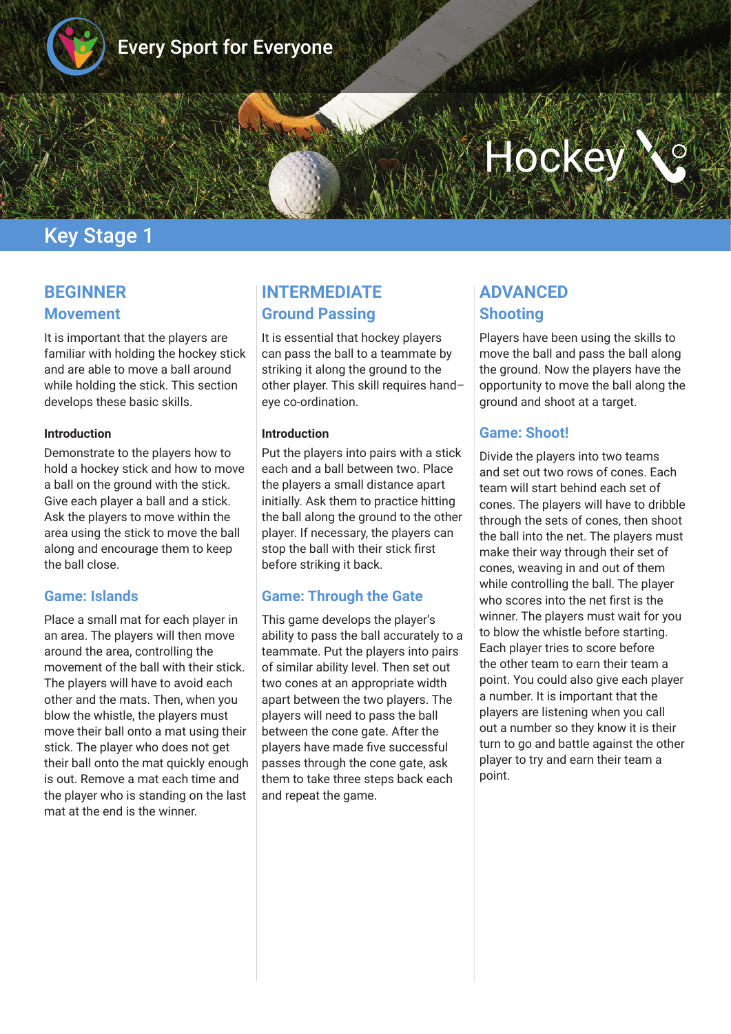Every Sport for Everyone

# Hockey

## Key Stage 1

### BEGINNER

#### Movement

It is important that the players are familiar with holding the hockey stick and are able to move a ball around while holding the stick. This section develops these basic skills.

**Introduction**

Demonstrate to the players how to hold a hockey stick and how to move a ball on the ground with the stick. Give each player a ball and a stick. Ask the players to move within the area using the stick to move the ball along and encourage them to keep the ball close.

#### Game: Islands

Place a small mat for each player in an area. The players will then move around the area, controlling the movement of the ball with their stick. The players will have to avoid each other and the mats. Then, when you blow the whistle, the players must move their ball onto a mat using their stick. The player who does not get their ball onto the mat quickly enough is out. Remove a mat each time and the player who is standing on the last mat at the end is the winner.

### INTERMEDIATE

#### Ground Passing

It is essential that hockey players can pass the ball to a teammate by striking it along the ground to the other player. This skill requires hand–eye co-ordination.

**Introduction**

Put the players into pairs with a stick each and a ball between two. Place the players a small distance apart initially. Ask them to practice hitting the ball along the ground to the other player. If necessary, the players can stop the ball with their stick first before striking it back.

#### Game: Through the Gate

This game develops the player's ability to pass the ball accurately to a teammate. Put the players into pairs of similar ability level. Then set out two cones at an appropriate width apart between the two players. The players will need to pass the ball between the cone gate. After the players have made five successful passes through the cone gate, ask them to take three steps back each and repeat the game.

### ADVANCED

#### Shooting

Players have been using the skills to move the ball and pass the ball along the ground. Now the players have the opportunity to move the ball along the ground and shoot at a target.

#### Game: Shoot!

Divide the players into two teams and set out two rows of cones. Each team will start behind each set of cones. The players will have to dribble through the sets of cones, then shoot the ball into the net. The players must make their way through their set of cones, weaving in and out of them while controlling the ball. The player who scores into the net first is the winner. The players must wait for you to blow the whistle before starting. Each player tries to score before the other team to earn their team a point. You could also give each player a number. It is important that the players are listening when you call out a number so they know it is their turn to go and battle against the other player to try and earn their team a point.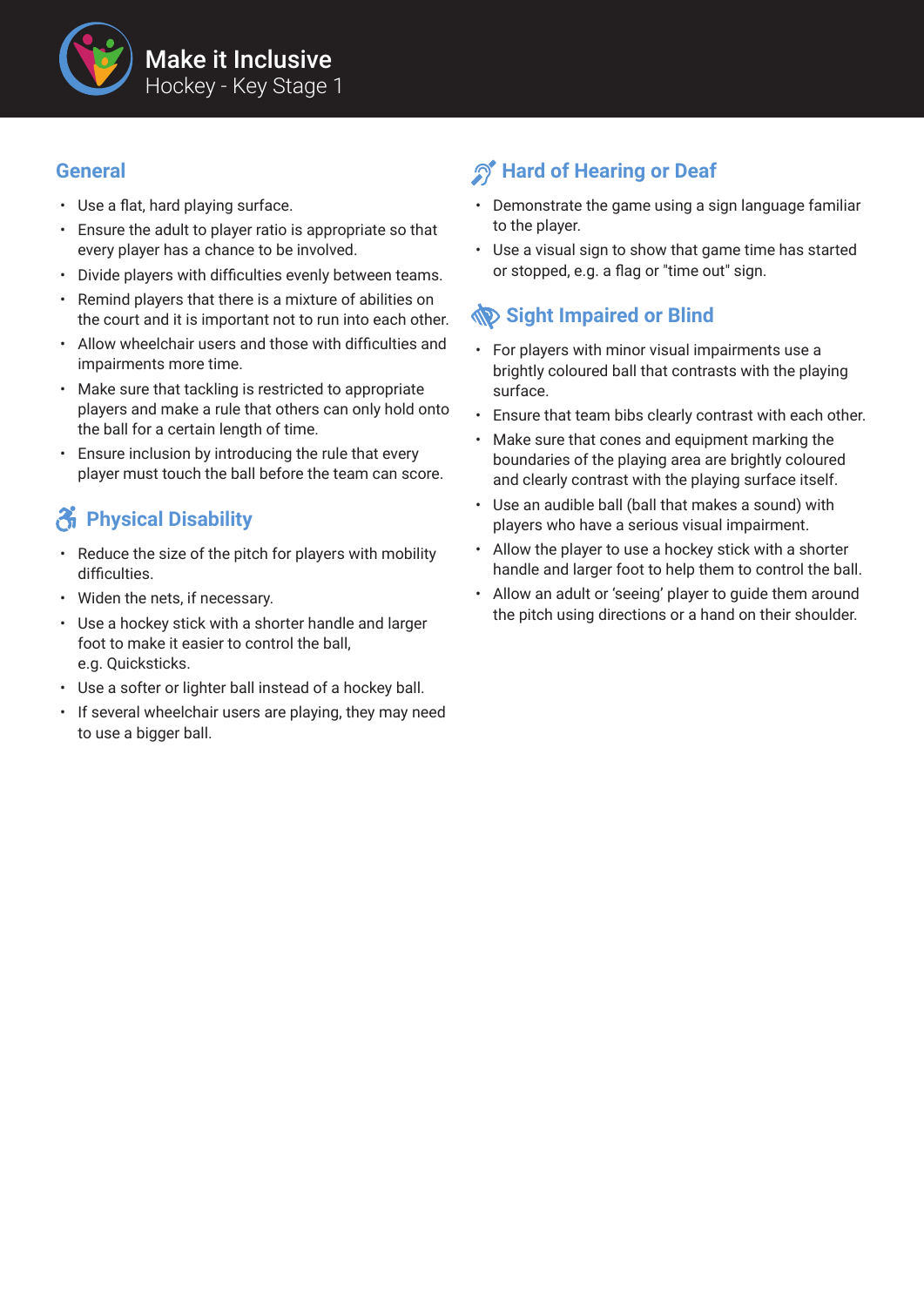# Make it Inclusive

Hockey - Key Stage 1

## General

- Use a flat, hard playing surface.
- Ensure the adult to player ratio is appropriate so that every player has a chance to be involved.
- Divide players with difficulties evenly between teams.
- Remind players that there is a mixture of abilities on the court and it is important not to run into each other.
- Allow wheelchair users and those with difficulties and impairments more time.
- Make sure that tackling is restricted to appropriate players and make a rule that others can only hold onto the ball for a certain length of time.
- Ensure inclusion by introducing the rule that every player must touch the ball before the team can score.

## Physical Disability

- Reduce the size of the pitch for players with mobility difficulties.
- Widen the nets, if necessary.
- Use a hockey stick with a shorter handle and larger foot to make it easier to control the ball, e.g. Quicksticks.
- Use a softer or lighter ball instead of a hockey ball.
- If several wheelchair users are playing, they may need to use a bigger ball.

## Hard of Hearing or Deaf

- Demonstrate the game using a sign language familiar to the player.
- Use a visual sign to show that game time has started or stopped, e.g. a flag or "time out" sign.

## Sight Impaired or Blind

- For players with minor visual impairments use a brightly coloured ball that contrasts with the playing surface.
- Ensure that team bibs clearly contrast with each other.
- Make sure that cones and equipment marking the boundaries of the playing area are brightly coloured and clearly contrast with the playing surface itself.
- Use an audible ball (ball that makes a sound) with players who have a serious visual impairment.
- Allow the player to use a hockey stick with a shorter handle and larger foot to help them to control the ball.
- Allow an adult or 'seeing' player to guide them around the pitch using directions or a hand on their shoulder.